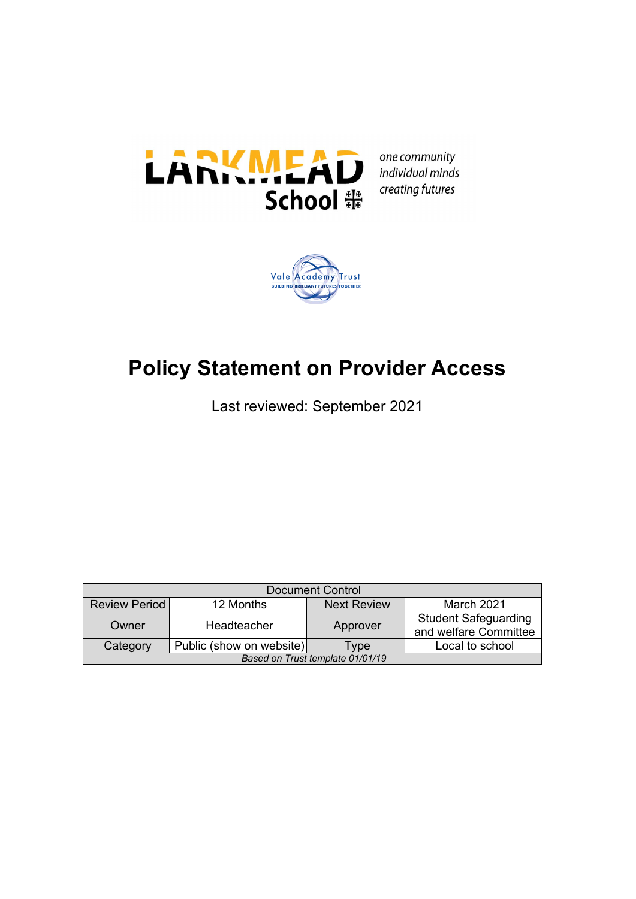LARKMEAD School

*one community*
*individual minds*
*creating futures*

Vale Academy Trust
BUILDING BRILLIANT FUTURES TOGETHER

# Policy Statement on Provider Access

Last reviewed: September 2021

| Document Control | | | |
|---|---|---|---|
| Review Period | 12 Months | Next Review | March 2021 |
| Owner | Headteacher | Approver | Student Safeguarding and welfare Committee |
| Category | Public (show on website) | Type | Local to school |
| *Based on Trust template 01/01/19* | | | |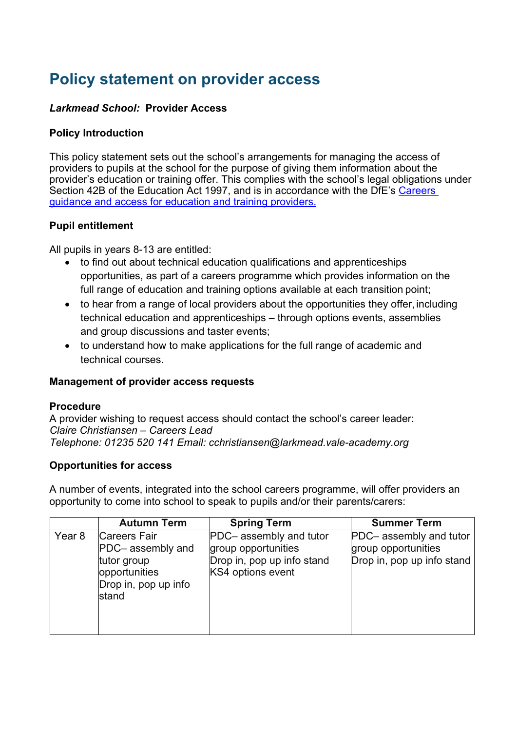# Policy statement on provider access

***Larkmead School:*** **Provider Access**

### Policy Introduction

This policy statement sets out the school's arrangements for managing the access of providers to pupils at the school for the purpose of giving them information about the provider's education or training offer. This complies with the school's legal obligations under Section 42B of the Education Act 1997, and is in accordance with the DfE's [Careers guidance and access for education and training providers.](#)

### Pupil entitlement

All pupils in years 8-13 are entitled:

- to find out about technical education qualifications and apprenticeships opportunities, as part of a careers programme which provides information on the full range of education and training options available at each transition point;
- to hear from a range of local providers about the opportunities they offer, including technical education and apprenticeships – through options events, assemblies and group discussions and taster events;
- to understand how to make applications for the full range of academic and technical courses.

### Management of provider access requests

**Procedure**
A provider wishing to request access should contact the school's career leader:
*Claire Christiansen – Careers Lead*
*Telephone: 01235 520 141 Email: cchristiansen@larkmead.vale-academy.org*

### Opportunities for access

A number of events, integrated into the school careers programme, will offer providers an opportunity to come into school to speak to pupils and/or their parents/carers:

| | Autumn Term | Spring Term | Summer Term |
|---|---|---|---|
| Year 8 | Careers Fair<br>PDC– assembly and tutor group opportunities<br>Drop in, pop up info stand | PDC– assembly and tutor group opportunities<br>Drop in, pop up info stand<br>KS4 options event | PDC– assembly and tutor group opportunities<br>Drop in, pop up info stand |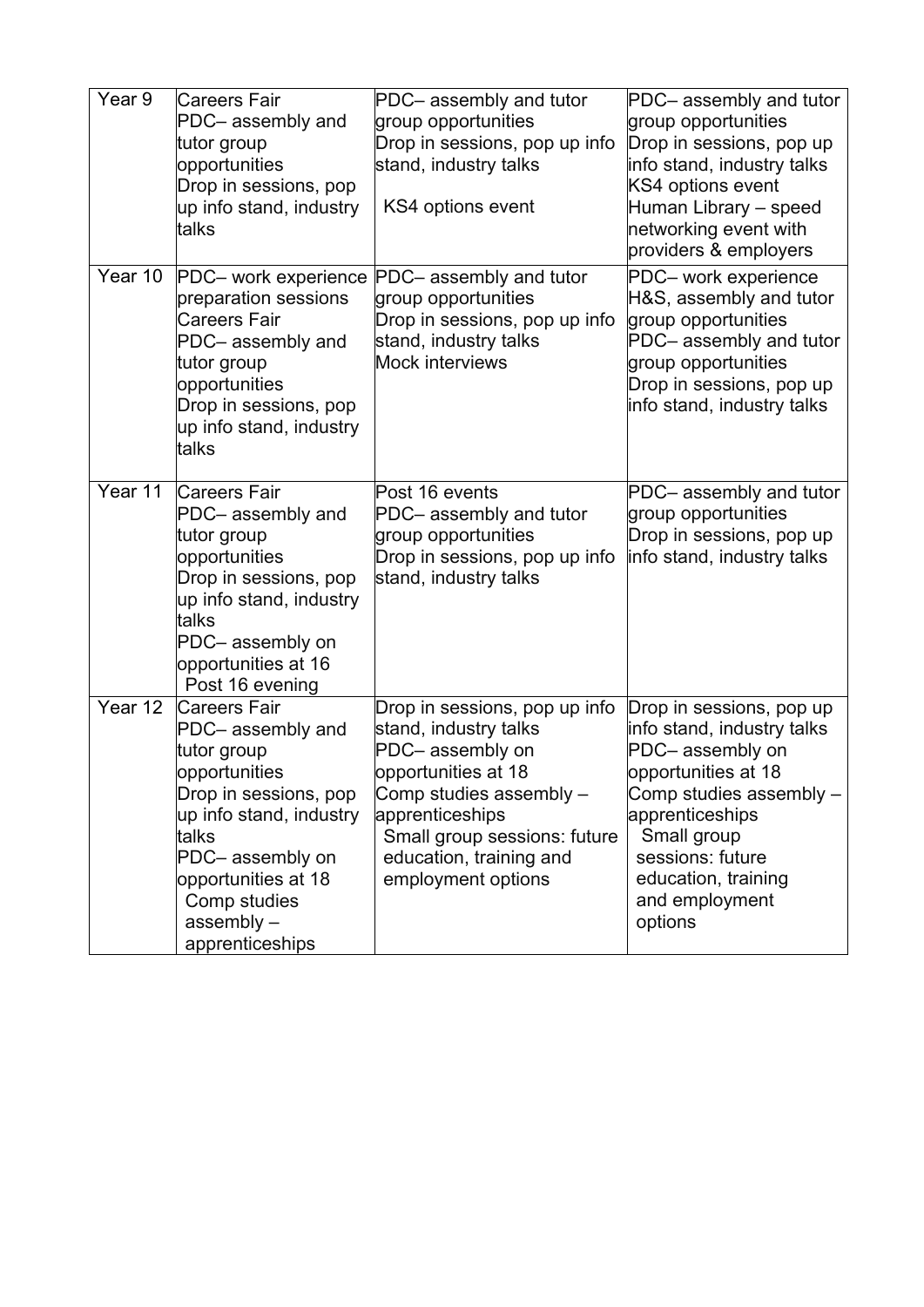| Year 9 | Careers Fair<br>PDC– assembly and tutor group opportunities<br>Drop in sessions, pop up info stand, industry talks | PDC– assembly and tutor group opportunities<br>Drop in sessions, pop up info stand, industry talks<br>KS4 options event | PDC– assembly and tutor group opportunities<br>Drop in sessions, pop up info stand, industry talks<br>KS4 options event<br>Human Library – speed networking event with providers & employers |
|---|---|---|---|
| Year 10 | PDC– work experience preparation sessions<br>Careers Fair<br>PDC– assembly and tutor group opportunities<br>Drop in sessions, pop up info stand, industry talks | PDC– assembly and tutor group opportunities<br>Drop in sessions, pop up info stand, industry talks<br>Mock interviews | PDC– work experience H&S, assembly and tutor group opportunities<br>PDC– assembly and tutor group opportunities<br>Drop in sessions, pop up info stand, industry talks |
| Year 11 | Careers Fair<br>PDC– assembly and tutor group opportunities<br>Drop in sessions, pop up info stand, industry talks<br>PDC– assembly on opportunities at 16<br>Post 16 evening | Post 16 events<br>PDC– assembly and tutor group opportunities<br>Drop in sessions, pop up info stand, industry talks | PDC– assembly and tutor group opportunities<br>Drop in sessions, pop up info stand, industry talks |
| Year 12 | Careers Fair<br>PDC– assembly and tutor group opportunities<br>Drop in sessions, pop up info stand, industry talks<br>PDC– assembly on opportunities at 18<br>Comp studies assembly – apprenticeships | Drop in sessions, pop up info stand, industry talks<br>PDC– assembly on opportunities at 18<br>Comp studies assembly – apprenticeships<br>Small group sessions: future education, training and employment options | Drop in sessions, pop up info stand, industry talks<br>PDC– assembly on opportunities at 18<br>Comp studies assembly – apprenticeships<br>Small group sessions: future education, training and employment options |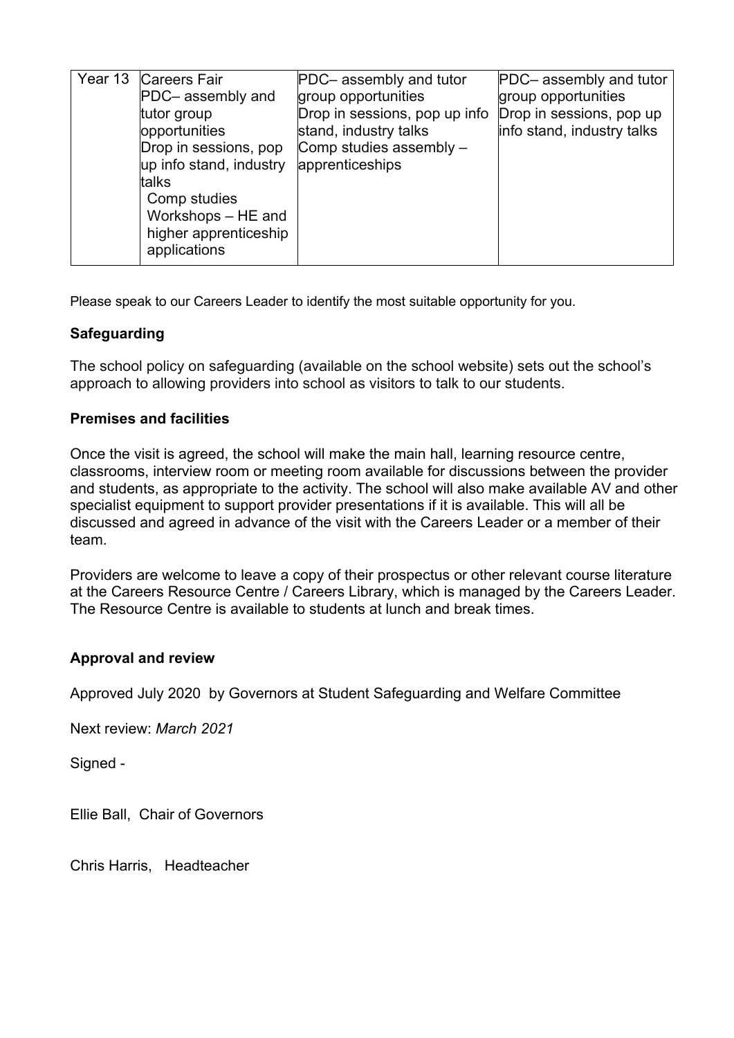| | | | |
|---|---|---|---|
| Year 13 | Careers Fair<br>PDC– assembly and tutor group opportunities<br>Drop in sessions, pop up info stand, industry talks<br>Comp studies Workshops – HE and higher apprenticeship applications | PDC– assembly and tutor group opportunities<br>Drop in sessions, pop up info stand, industry talks<br>Comp studies assembly – apprenticeships | PDC– assembly and tutor group opportunities<br>Drop in sessions, pop up info stand, industry talks |

Please speak to our Careers Leader to identify the most suitable opportunity for you.

**Safeguarding**

The school policy on safeguarding (available on the school website) sets out the school's approach to allowing providers into school as visitors to talk to our students.

**Premises and facilities**

Once the visit is agreed, the school will make the main hall, learning resource centre, classrooms, interview room or meeting room available for discussions between the provider and students, as appropriate to the activity. The school will also make available AV and other specialist equipment to support provider presentations if it is available. This will all be discussed and agreed in advance of the visit with the Careers Leader or a member of their team.

Providers are welcome to leave a copy of their prospectus or other relevant course literature at the Careers Resource Centre / Careers Library, which is managed by the Careers Leader. The Resource Centre is available to students at lunch and break times.

**Approval and review**

Approved July 2020 by Governors at Student Safeguarding and Welfare Committee

Next review: *March 2021*

Signed -

Ellie Ball, Chair of Governors

Chris Harris, Headteacher